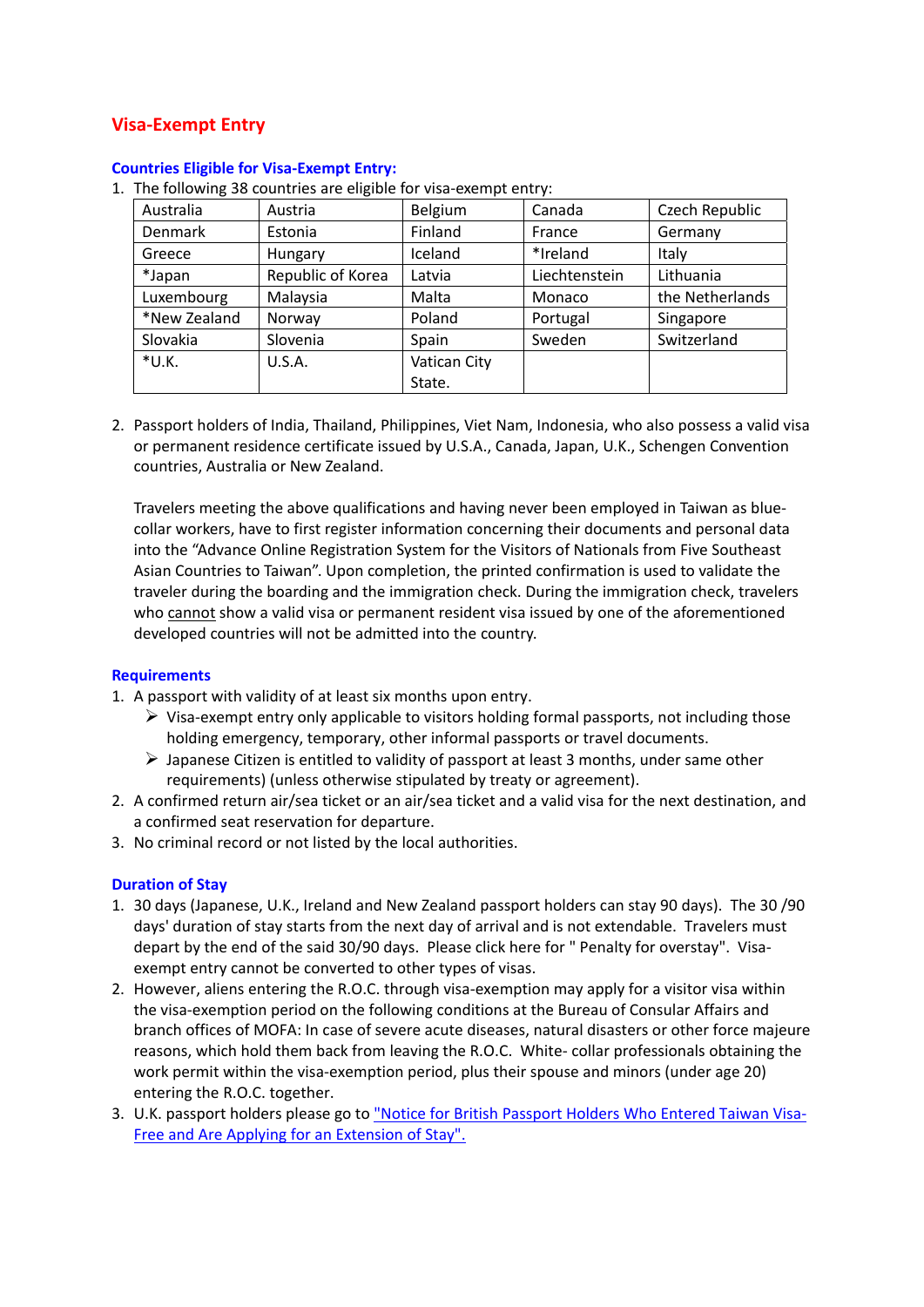## Visa-Exempt Entry

### Countries Eligible for Visa-Exempt Entry:

1. The following 38 countries are eligible for visa-exempt entry:

| Australia | Austria | Belgium | Canada | Czech Republic |
|---|---|---|---|---|
| Denmark | Estonia | Finland | France | Germany |
| Greece | Hungary | Iceland | *Ireland | Italy |
| *Japan | Republic of Korea | Latvia | Liechtenstein | Lithuania |
| Luxembourg | Malaysia | Malta | Monaco | the Netherlands |
| *New Zealand | Norway | Poland | Portugal | Singapore |
| Slovakia | Slovenia | Spain | Sweden | Switzerland |
| *U.K. | U.S.A. | Vatican City State. | | |

2. Passport holders of India, Thailand, Philippines, Viet Nam, Indonesia, who also possess a valid visa or permanent residence certificate issued by U.S.A., Canada, Japan, U.K., Schengen Convention countries, Australia or New Zealand.

   Travelers meeting the above qualifications and having never been employed in Taiwan as blue-collar workers, have to first register information concerning their documents and personal data into the "Advance Online Registration System for the Visitors of Nationals from Five Southeast Asian Countries to Taiwan". Upon completion, the printed confirmation is used to validate the traveler during the boarding and the immigration check. During the immigration check, travelers who cannot show a valid visa or permanent resident visa issued by one of the aforementioned developed countries will not be admitted into the country.

### Requirements

1. A passport with validity of at least six months upon entry.
   - Visa-exempt entry only applicable to visitors holding formal passports, not including those holding emergency, temporary, other informal passports or travel documents.
   - Japanese Citizen is entitled to validity of passport at least 3 months, under same other requirements) (unless otherwise stipulated by treaty or agreement).
2. A confirmed return air/sea ticket or an air/sea ticket and a valid visa for the next destination, and a confirmed seat reservation for departure.
3. No criminal record or not listed by the local authorities.

### Duration of Stay

1. 30 days (Japanese, U.K., Ireland and New Zealand passport holders can stay 90 days). The 30 /90 days' duration of stay starts from the next day of arrival and is not extendable. Travelers must depart by the end of the said 30/90 days. Please click here for " Penalty for overstay". Visa-exempt entry cannot be converted to other types of visas.
2. However, aliens entering the R.O.C. through visa-exemption may apply for a visitor visa within the visa-exemption period on the following conditions at the Bureau of Consular Affairs and branch offices of MOFA: In case of severe acute diseases, natural disasters or other force majeure reasons, which hold them back from leaving the R.O.C. White- collar professionals obtaining the work permit within the visa-exemption period, plus their spouse and minors (under age 20) entering the R.O.C. together.
3. U.K. passport holders please go to "Notice for British Passport Holders Who Entered Taiwan Visa-Free and Are Applying for an Extension of Stay".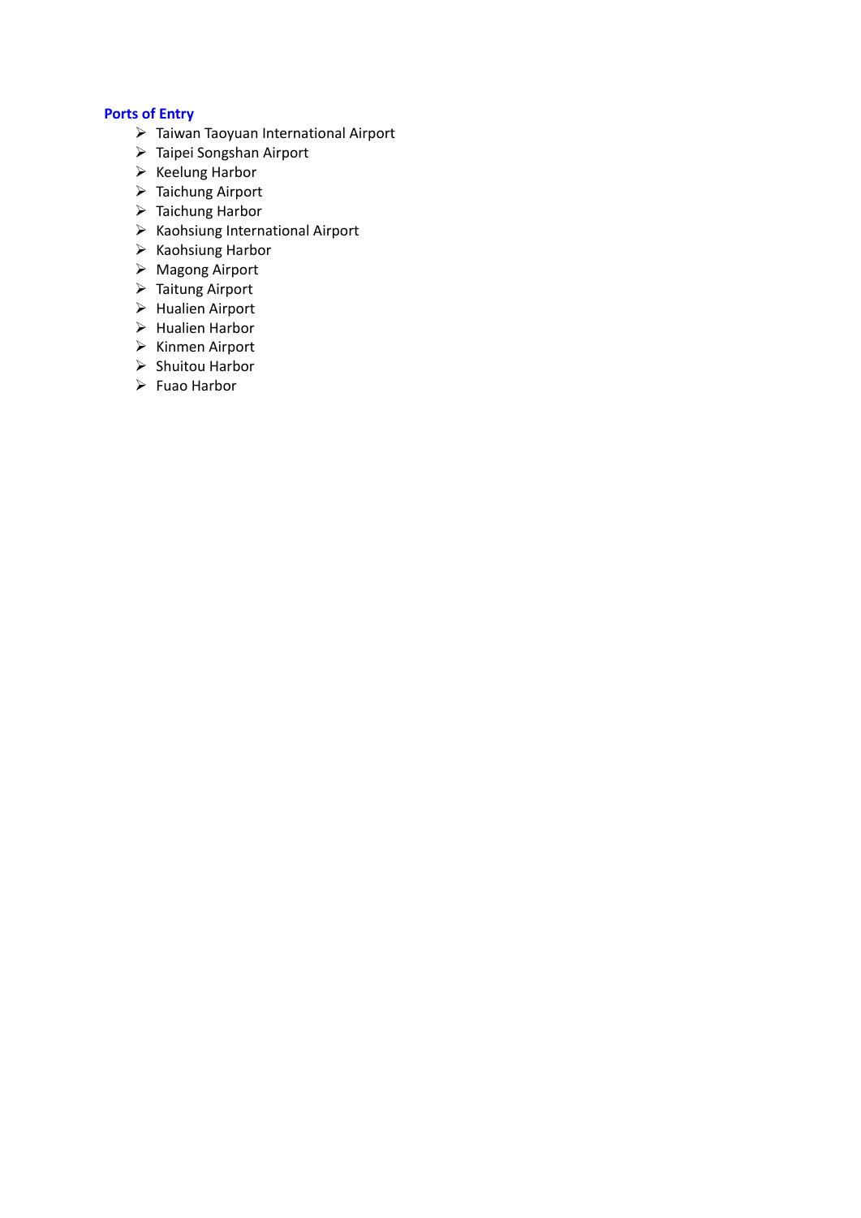## Ports of Entry

- Taiwan Taoyuan International Airport
- Taipei Songshan Airport
- Keelung Harbor
- Taichung Airport
- Taichung Harbor
- Kaohsiung International Airport
- Kaohsiung Harbor
- Magong Airport
- Taitung Airport
- Hualien Airport
- Hualien Harbor
- Kinmen Airport
- Shuitou Harbor
- Fuao Harbor